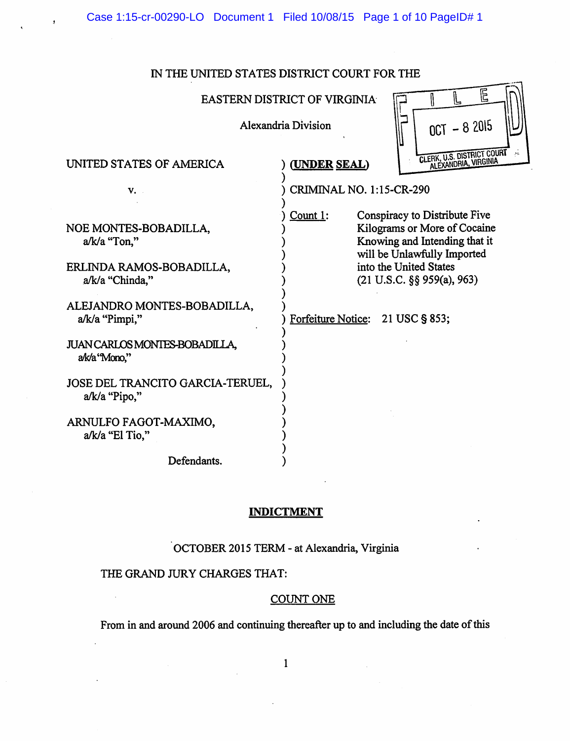IN THE UNITED STATES DISTRICT COURT FOR THE

EASTERN DISTRICT OF VIRGINIA

Alexandria Division

FILED
OCT - 8 2015
CLERK, U.S. DISTRICT COURT
ALEXANDRIA, VIRGINIA

| | |
|---|---|
| UNITED STATES OF AMERICA | **(UNDER SEAL)** |
| v. | CRIMINAL NO. 1:15-CR-290 |
| NOE MONTES-BOBADILLA, a/k/a "Ton," | Count 1: Conspiracy to Distribute Five Kilograms or More of Cocaine Knowing and Intending that it will be Unlawfully Imported into the United States (21 U.S.C. §§ 959(a), 963) |
| ERLINDA RAMOS-BOBADILLA, a/k/a "Chinda," | |
| ALEJANDRO MONTES-BOBADILLA, a/k/a "Pimpi," | Forfeiture Notice: 21 USC § 853; |
| JUAN CARLOS MONTES-BOBADILLA, a/k/a "Mono," | |
| JOSE DEL TRANCITO GARCIA-TERUEL, a/k/a "Pipo," | |
| ARNULFO FAGOT-MAXIMO, a/k/a "El Tio," | |
| Defendants. | |

## INDICTMENT

OCTOBER 2015 TERM - at Alexandria, Virginia

THE GRAND JURY CHARGES THAT:

### COUNT ONE

From in and around 2006 and continuing thereafter up to and including the date of this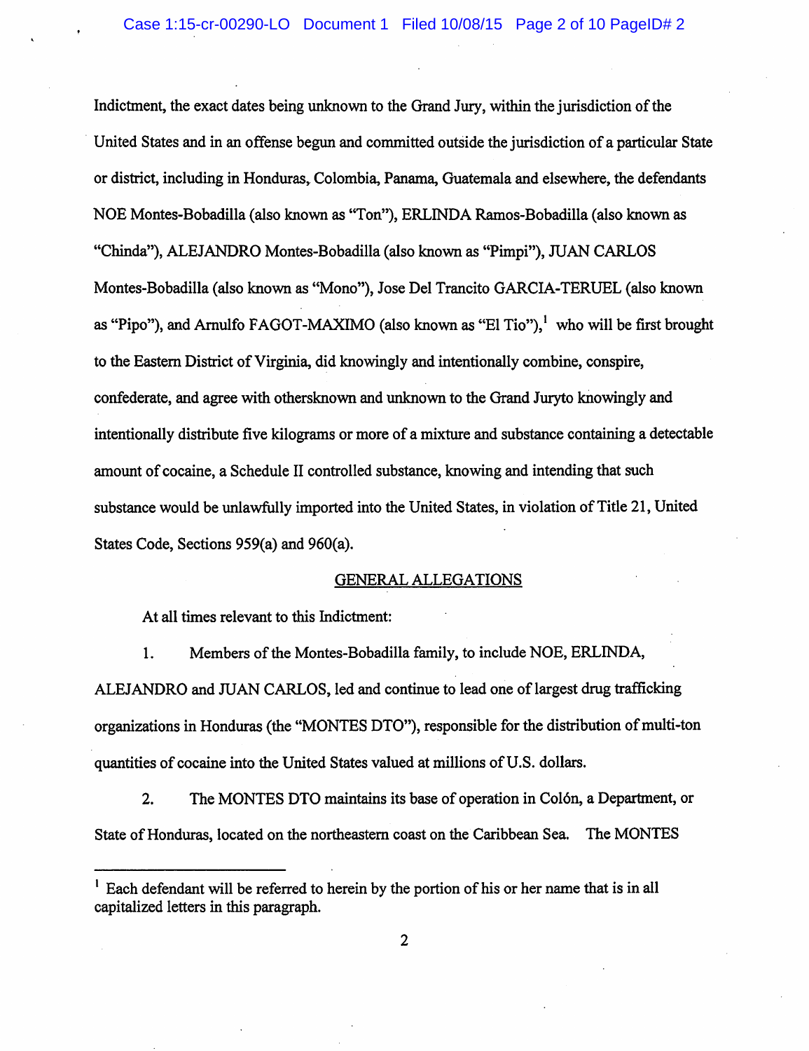Indictment, the exact dates being unknown to the Grand Jury, within the jurisdiction of the United States and in an offense begun and committed outside the jurisdiction of a particular State or district, including in Honduras, Colombia, Panama, Guatemala and elsewhere, the defendants NOE Montes-Bobadilla (also known as "Ton"), ERLINDA Ramos-Bobadilla (also known as "Chinda"), ALEJANDRO Montes-Bobadilla (also known as "Pimpi"), JUAN CARLOS Montes-Bobadilla (also known as "Mono"), Jose Del Trancito GARCIA-TERUEL (also known as "Pipo"), and Arnulfo FAGOT-MAXIMO (also known as "El Tio"),[1] who will be first brought to the Eastern District of Virginia, did knowingly and intentionally combine, conspire, confederate, and agree with othersknown and unknown to the Grand Juryto knowingly and intentionally distribute five kilograms or more of a mixture and substance containing a detectable amount of cocaine, a Schedule II controlled substance, knowing and intending that such substance would be unlawfully imported into the United States, in violation of Title 21, United States Code, Sections 959(a) and 960(a).

## GENERAL ALLEGATIONS

At all times relevant to this Indictment:

1. Members of the Montes-Bobadilla family, to include NOE, ERLINDA, ALEJANDRO and JUAN CARLOS, led and continue to lead one of largest drug trafficking organizations in Honduras (the "MONTES DTO"), responsible for the distribution of multi-ton quantities of cocaine into the United States valued at millions of U.S. dollars.

2. The MONTES DTO maintains its base of operation in Colón, a Department, or State of Honduras, located on the northeastern coast on the Caribbean Sea. The MONTES

---

[1] Each defendant will be referred to herein by the portion of his or her name that is in all capitalized letters in this paragraph.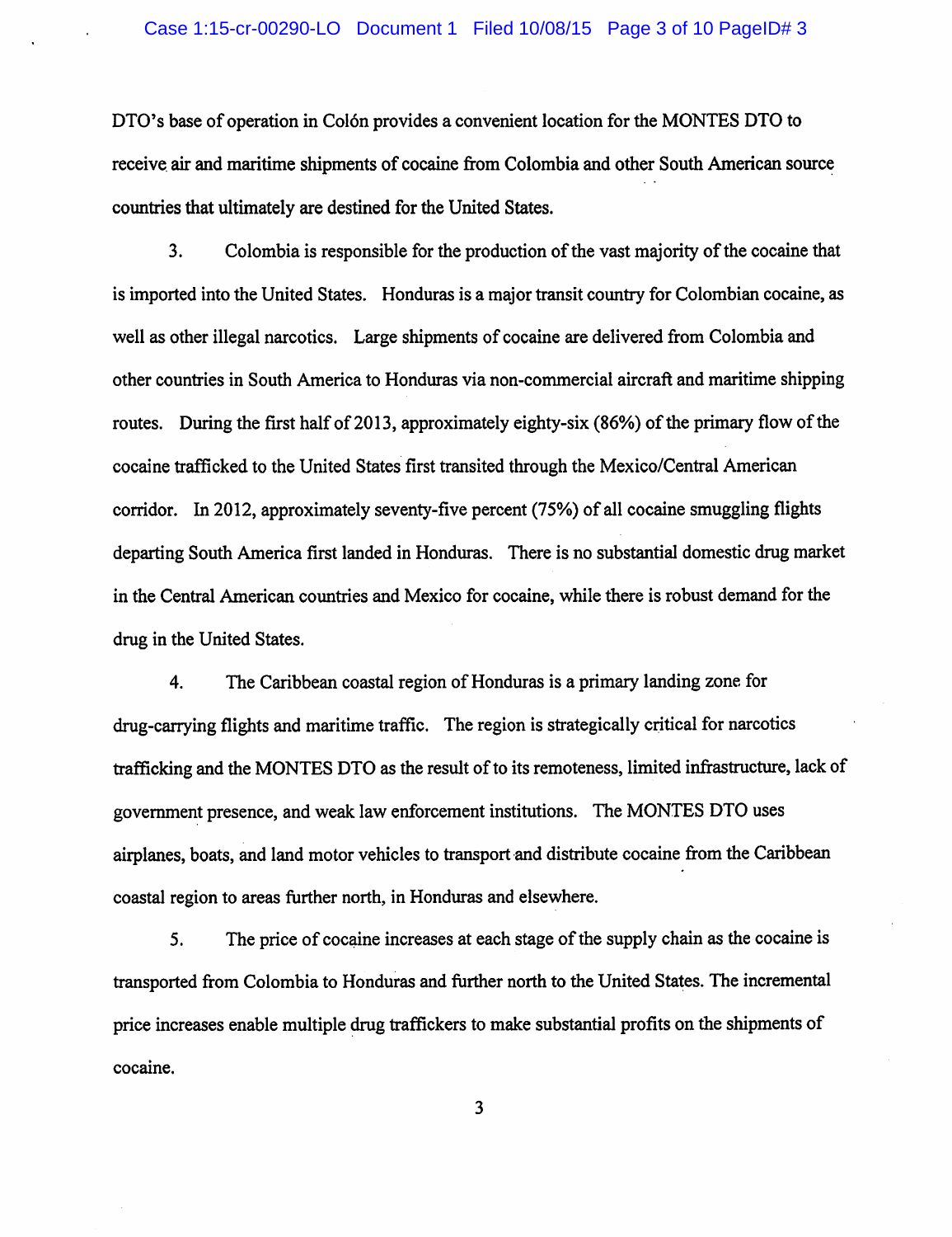DTO's base of operation in Colón provides a convenient location for the MONTES DTO to receive air and maritime shipments of cocaine from Colombia and other South American source countries that ultimately are destined for the United States.

3. Colombia is responsible for the production of the vast majority of the cocaine that is imported into the United States. Honduras is a major transit country for Colombian cocaine, as well as other illegal narcotics. Large shipments of cocaine are delivered from Colombia and other countries in South America to Honduras via non-commercial aircraft and maritime shipping routes. During the first half of 2013, approximately eighty-six (86%) of the primary flow of the cocaine trafficked to the United States first transited through the Mexico/Central American corridor. In 2012, approximately seventy-five percent (75%) of all cocaine smuggling flights departing South America first landed in Honduras. There is no substantial domestic drug market in the Central American countries and Mexico for cocaine, while there is robust demand for the drug in the United States.

4. The Caribbean coastal region of Honduras is a primary landing zone for drug-carrying flights and maritime traffic. The region is strategically critical for narcotics trafficking and the MONTES DTO as the result of to its remoteness, limited infrastructure, lack of government presence, and weak law enforcement institutions. The MONTES DTO uses airplanes, boats, and land motor vehicles to transport and distribute cocaine from the Caribbean coastal region to areas further north, in Honduras and elsewhere.

5. The price of cocaine increases at each stage of the supply chain as the cocaine is transported from Colombia to Honduras and further north to the United States. The incremental price increases enable multiple drug traffickers to make substantial profits on the shipments of cocaine.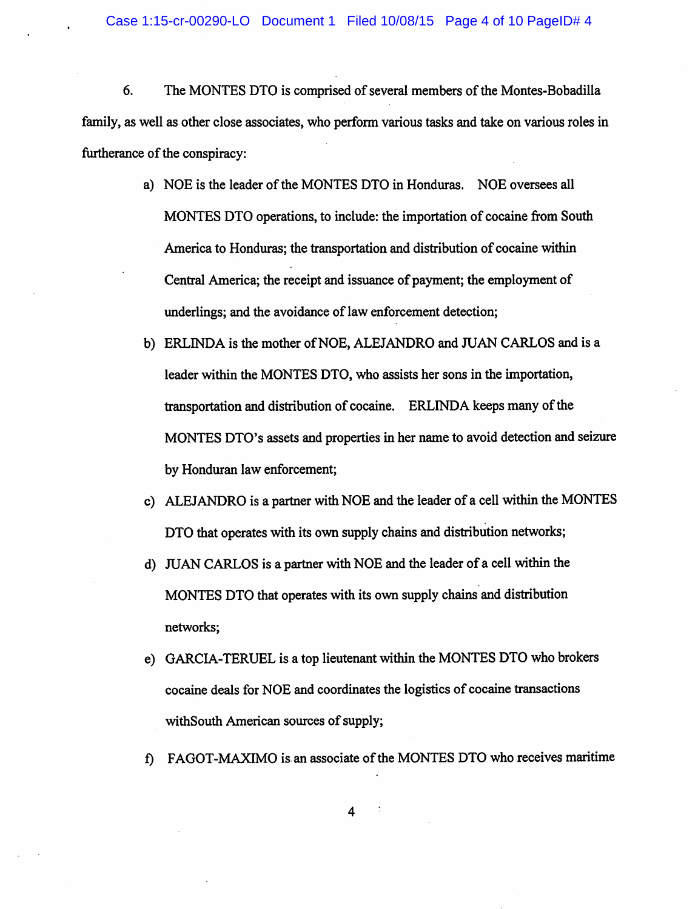6. The MONTES DTO is comprised of several members of the Montes-Bobadilla family, as well as other close associates, who perform various tasks and take on various roles in furtherance of the conspiracy:

a) NOE is the leader of the MONTES DTO in Honduras. NOE oversees all MONTES DTO operations, to include: the importation of cocaine from South America to Honduras; the transportation and distribution of cocaine within Central America; the receipt and issuance of payment; the employment of underlings; and the avoidance of law enforcement detection;

b) ERLINDA is the mother of NOE, ALEJANDRO and JUAN CARLOS and is a leader within the MONTES DTO, who assists her sons in the importation, transportation and distribution of cocaine. ERLINDA keeps many of the MONTES DTO's assets and properties in her name to avoid detection and seizure by Honduran law enforcement;

c) ALEJANDRO is a partner with NOE and the leader of a cell within the MONTES DTO that operates with its own supply chains and distribution networks;

d) JUAN CARLOS is a partner with NOE and the leader of a cell within the MONTES DTO that operates with its own supply chains and distribution networks;

e) GARCIA-TERUEL is a top lieutenant within the MONTES DTO who brokers cocaine deals for NOE and coordinates the logistics of cocaine transactions withSouth American sources of supply;

f) FAGOT-MAXIMO is an associate of the MONTES DTO who receives maritime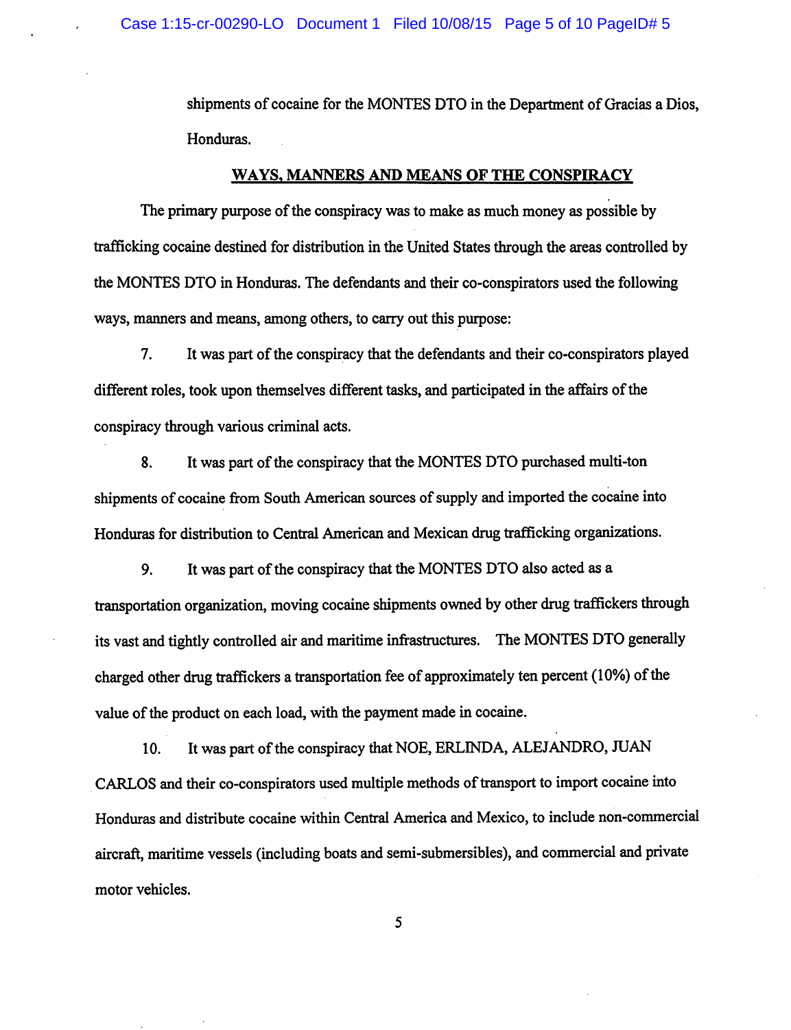shipments of cocaine for the MONTES DTO in the Department of Gracias a Dios, Honduras.

## WAYS, MANNERS AND MEANS OF THE CONSPIRACY

The primary purpose of the conspiracy was to make as much money as possible by trafficking cocaine destined for distribution in the United States through the areas controlled by the MONTES DTO in Honduras. The defendants and their co-conspirators used the following ways, manners and means, among others, to carry out this purpose:

7. It was part of the conspiracy that the defendants and their co-conspirators played different roles, took upon themselves different tasks, and participated in the affairs of the conspiracy through various criminal acts.

8. It was part of the conspiracy that the MONTES DTO purchased multi-ton shipments of cocaine from South American sources of supply and imported the cocaine into Honduras for distribution to Central American and Mexican drug trafficking organizations.

9. It was part of the conspiracy that the MONTES DTO also acted as a transportation organization, moving cocaine shipments owned by other drug traffickers through its vast and tightly controlled air and maritime infrastructures. The MONTES DTO generally charged other drug traffickers a transportation fee of approximately ten percent (10%) of the value of the product on each load, with the payment made in cocaine.

10. It was part of the conspiracy that NOE, ERLINDA, ALEJANDRO, JUAN CARLOS and their co-conspirators used multiple methods of transport to import cocaine into Honduras and distribute cocaine within Central America and Mexico, to include non-commercial aircraft, maritime vessels (including boats and semi-submersibles), and commercial and private motor vehicles.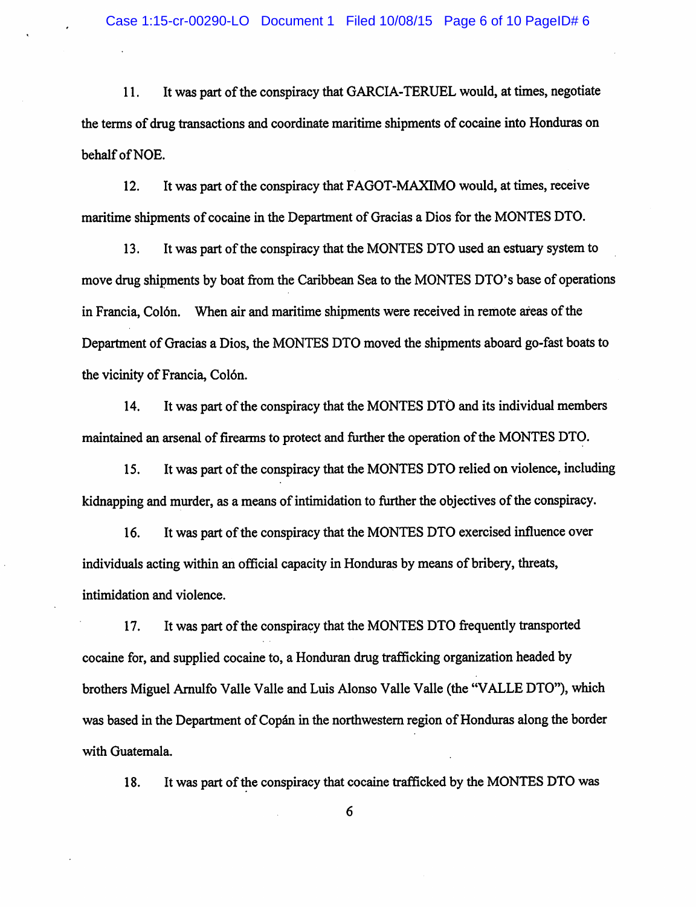11. It was part of the conspiracy that GARCIA-TERUEL would, at times, negotiate the terms of drug transactions and coordinate maritime shipments of cocaine into Honduras on behalf of NOE.

12. It was part of the conspiracy that FAGOT-MAXIMO would, at times, receive maritime shipments of cocaine in the Department of Gracias a Dios for the MONTES DTO.

13. It was part of the conspiracy that the MONTES DTO used an estuary system to move drug shipments by boat from the Caribbean Sea to the MONTES DTO's base of operations in Francia, Colón. When air and maritime shipments were received in remote areas of the Department of Gracias a Dios, the MONTES DTO moved the shipments aboard go-fast boats to the vicinity of Francia, Colón.

14. It was part of the conspiracy that the MONTES DTO and its individual members maintained an arsenal of firearms to protect and further the operation of the MONTES DTO.

15. It was part of the conspiracy that the MONTES DTO relied on violence, including kidnapping and murder, as a means of intimidation to further the objectives of the conspiracy.

16. It was part of the conspiracy that the MONTES DTO exercised influence over individuals acting within an official capacity in Honduras by means of bribery, threats, intimidation and violence.

17. It was part of the conspiracy that the MONTES DTO frequently transported cocaine for, and supplied cocaine to, a Honduran drug trafficking organization headed by brothers Miguel Arnulfo Valle Valle and Luis Alonso Valle Valle (the "VALLE DTO"), which was based in the Department of Copán in the northwestern region of Honduras along the border with Guatemala.

18. It was part of the conspiracy that cocaine trafficked by the MONTES DTO was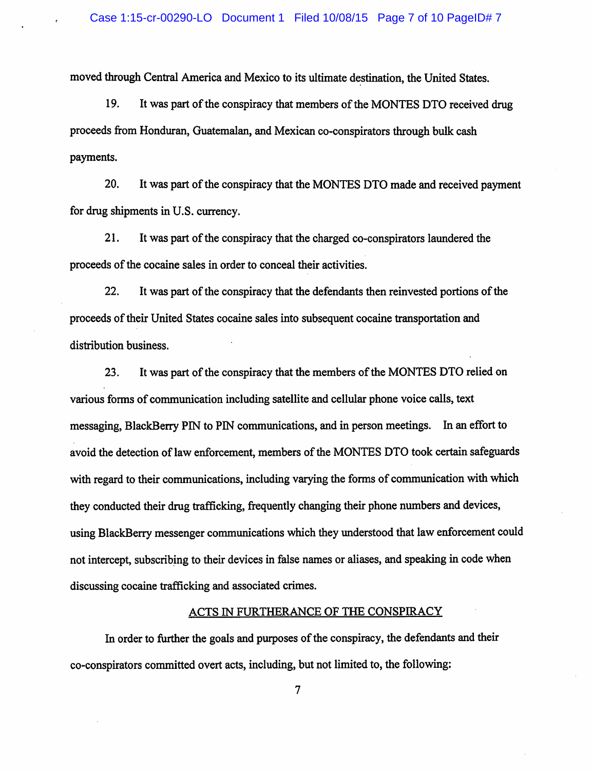moved through Central America and Mexico to its ultimate destination, the United States.

19. It was part of the conspiracy that members of the MONTES DTO received drug proceeds from Honduran, Guatemalan, and Mexican co-conspirators through bulk cash payments.

20. It was part of the conspiracy that the MONTES DTO made and received payment for drug shipments in U.S. currency.

21. It was part of the conspiracy that the charged co-conspirators laundered the proceeds of the cocaine sales in order to conceal their activities.

22. It was part of the conspiracy that the defendants then reinvested portions of the proceeds of their United States cocaine sales into subsequent cocaine transportation and distribution business.

23. It was part of the conspiracy that the members of the MONTES DTO relied on various forms of communication including satellite and cellular phone voice calls, text messaging, BlackBerry PIN to PIN communications, and in person meetings. In an effort to avoid the detection of law enforcement, members of the MONTES DTO took certain safeguards with regard to their communications, including varying the forms of communication with which they conducted their drug trafficking, frequently changing their phone numbers and devices, using BlackBerry messenger communications which they understood that law enforcement could not intercept, subscribing to their devices in false names or aliases, and speaking in code when discussing cocaine trafficking and associated crimes.

## ACTS IN FURTHERANCE OF THE CONSPIRACY

In order to further the goals and purposes of the conspiracy, the defendants and their co-conspirators committed overt acts, including, but not limited to, the following: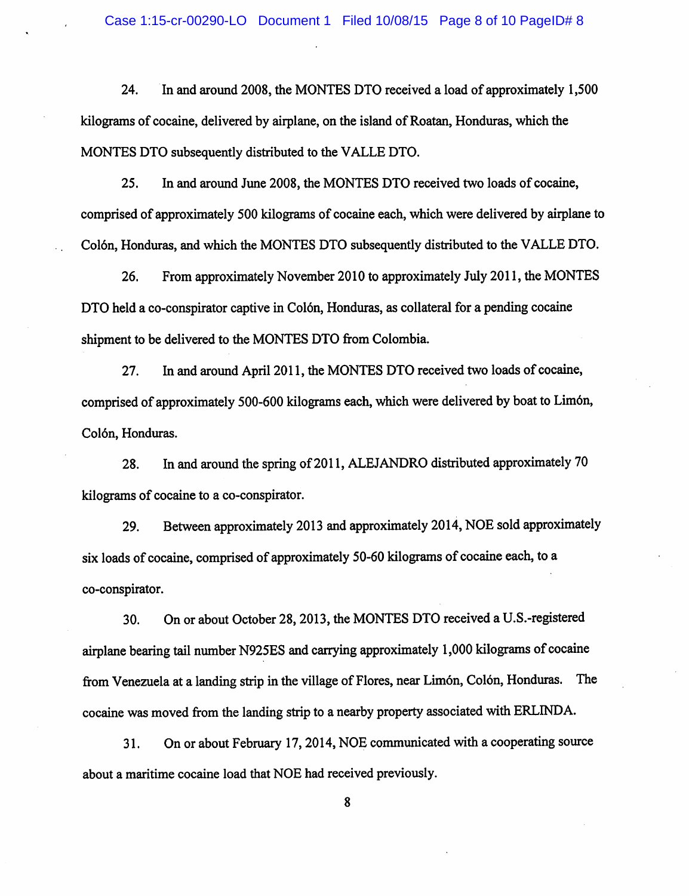24. In and around 2008, the MONTES DTO received a load of approximately 1,500 kilograms of cocaine, delivered by airplane, on the island of Roatan, Honduras, which the MONTES DTO subsequently distributed to the VALLE DTO.

25. In and around June 2008, the MONTES DTO received two loads of cocaine, comprised of approximately 500 kilograms of cocaine each, which were delivered by airplane to Colón, Honduras, and which the MONTES DTO subsequently distributed to the VALLE DTO.

26. From approximately November 2010 to approximately July 2011, the MONTES DTO held a co-conspirator captive in Colón, Honduras, as collateral for a pending cocaine shipment to be delivered to the MONTES DTO from Colombia.

27. In and around April 2011, the MONTES DTO received two loads of cocaine, comprised of approximately 500-600 kilograms each, which were delivered by boat to Limón, Colón, Honduras.

28. In and around the spring of 2011, ALEJANDRO distributed approximately 70 kilograms of cocaine to a co-conspirator.

29. Between approximately 2013 and approximately 2014, NOE sold approximately six loads of cocaine, comprised of approximately 50-60 kilograms of cocaine each, to a co-conspirator.

30. On or about October 28, 2013, the MONTES DTO received a U.S.-registered airplane bearing tail number N925ES and carrying approximately 1,000 kilograms of cocaine from Venezuela at a landing strip in the village of Flores, near Limón, Colón, Honduras. The cocaine was moved from the landing strip to a nearby property associated with ERLINDA.

31. On or about February 17, 2014, NOE communicated with a cooperating source about a maritime cocaine load that NOE had received previously.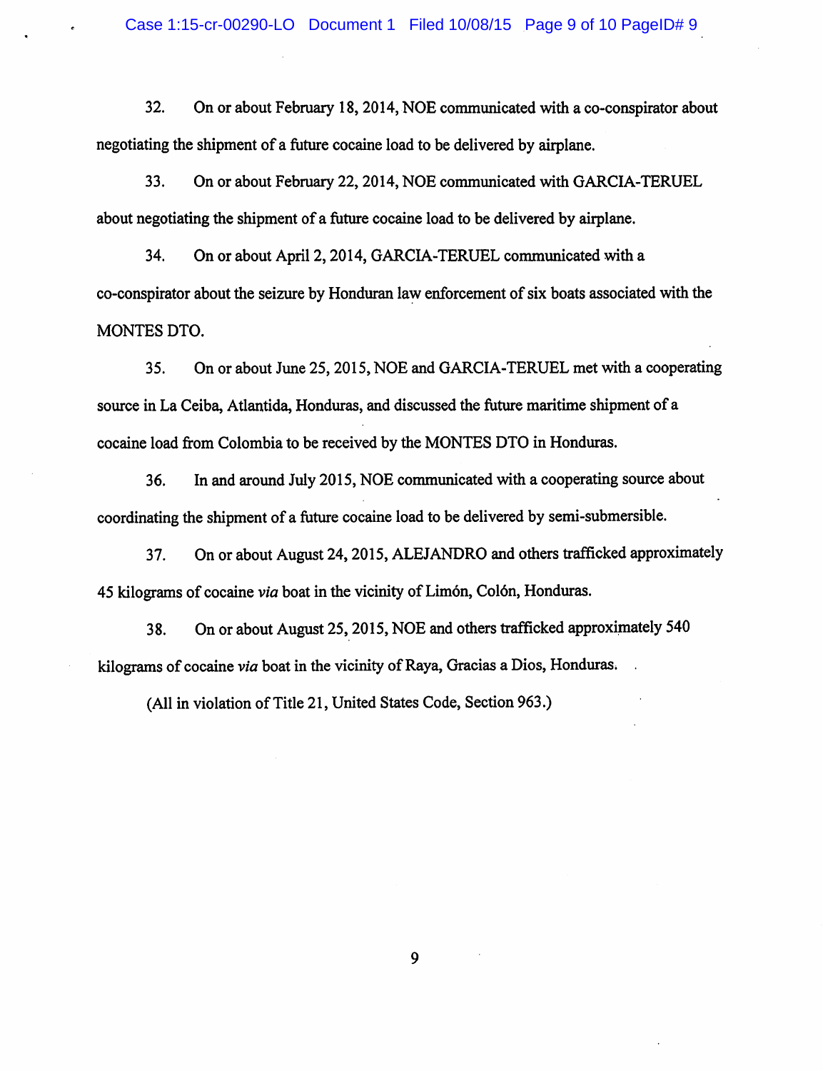32. On or about February 18, 2014, NOE communicated with a co-conspirator about negotiating the shipment of a future cocaine load to be delivered by airplane.

33. On or about February 22, 2014, NOE communicated with GARCIA-TERUEL about negotiating the shipment of a future cocaine load to be delivered by airplane.

34. On or about April 2, 2014, GARCIA-TERUEL communicated with a co-conspirator about the seizure by Honduran law enforcement of six boats associated with the MONTES DTO.

35. On or about June 25, 2015, NOE and GARCIA-TERUEL met with a cooperating source in La Ceiba, Atlantida, Honduras, and discussed the future maritime shipment of a cocaine load from Colombia to be received by the MONTES DTO in Honduras.

36. In and around July 2015, NOE communicated with a cooperating source about coordinating the shipment of a future cocaine load to be delivered by semi-submersible.

37. On or about August 24, 2015, ALEJANDRO and others trafficked approximately 45 kilograms of cocaine *via* boat in the vicinity of Limón, Colón, Honduras.

38. On or about August 25, 2015, NOE and others trafficked approximately 540 kilograms of cocaine *via* boat in the vicinity of Raya, Gracias a Dios, Honduras.

(All in violation of Title 21, United States Code, Section 963.)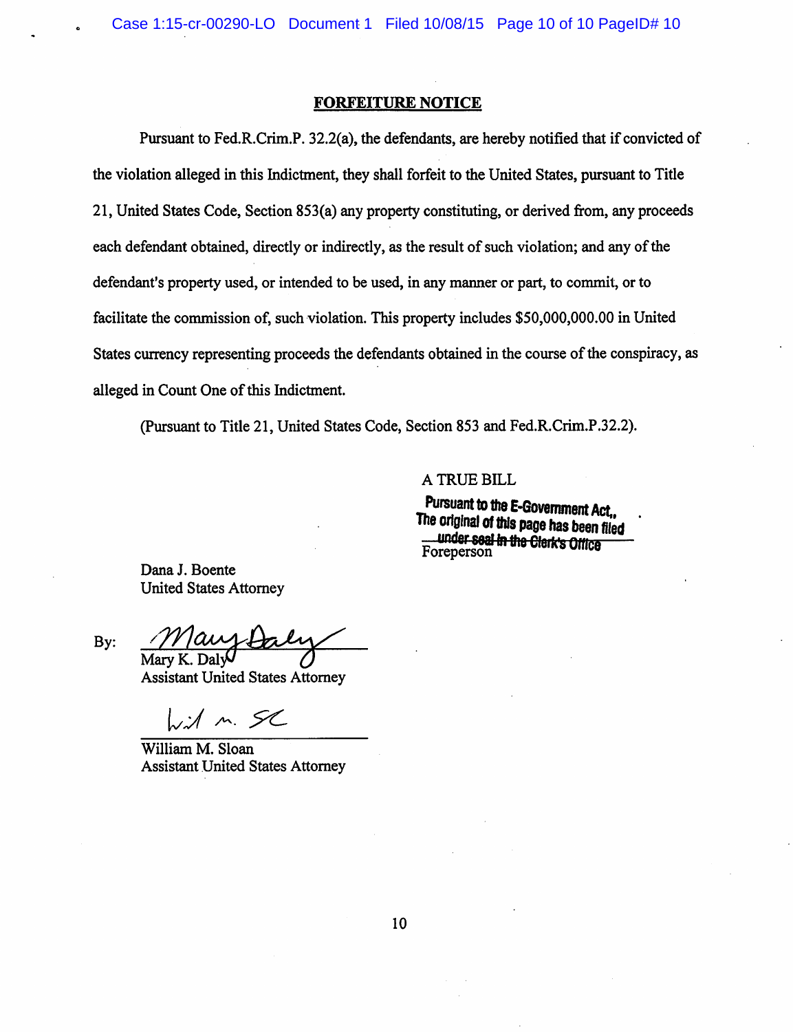## FORFEITURE NOTICE

Pursuant to Fed.R.Crim.P. 32.2(a), the defendants, are hereby notified that if convicted of the violation alleged in this Indictment, they shall forfeit to the United States, pursuant to Title 21, United States Code, Section 853(a) any property constituting, or derived from, any proceeds each defendant obtained, directly or indirectly, as the result of such violation; and any of the defendant's property used, or intended to be used, in any manner or part, to commit, or to facilitate the commission of, such violation. This property includes $50,000,000.00 in United States currency representing proceeds the defendants obtained in the course of the conspiracy, as alleged in Count One of this Indictment.

(Pursuant to Title 21, United States Code, Section 853 and Fed.R.Crim.P.32.2).

A TRUE BILL

Pursuant to the E-Government Act, The original of this page has been filed under seal in the Clerk's Office

Foreperson

Dana J. Boente
United States Attorney

By: Mary Daly
Mary K. Daly
Assistant United States Attorney

William M. Sloan
Assistant United States Attorney